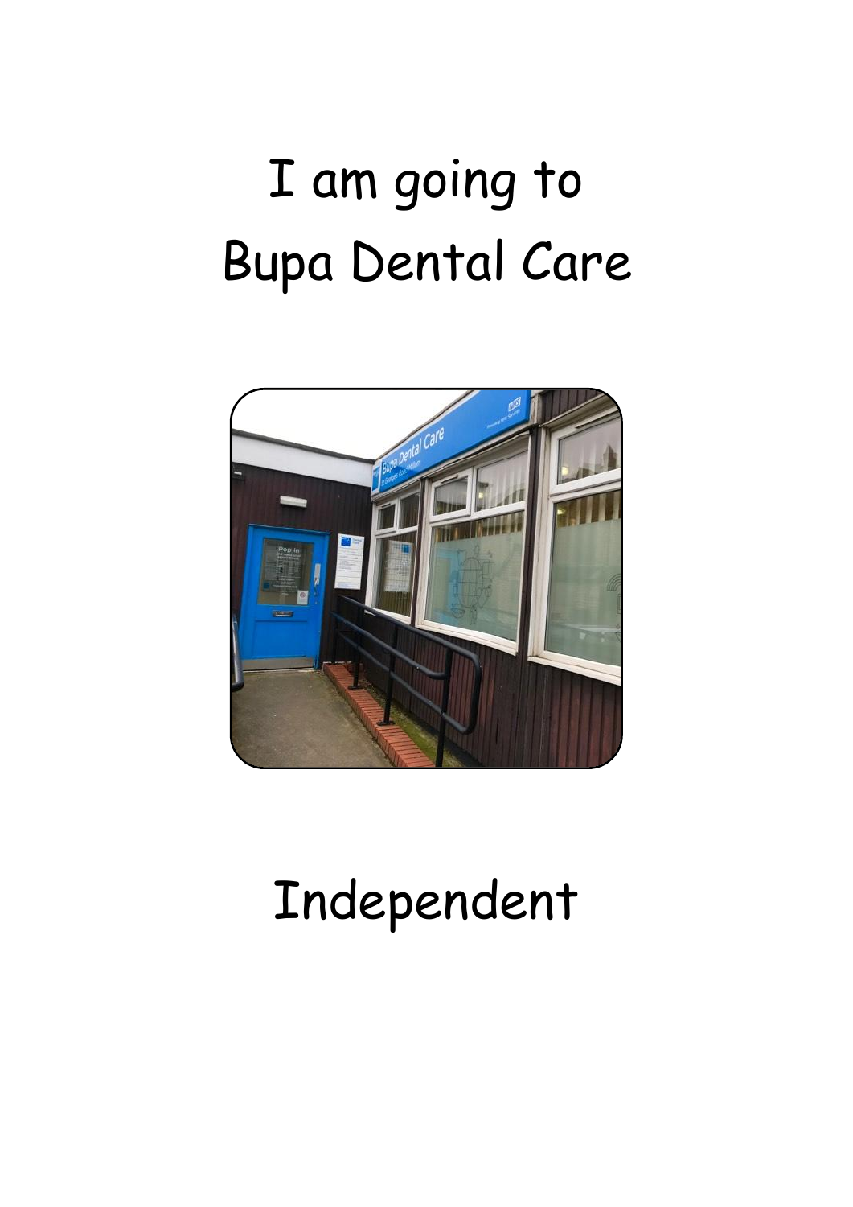# I am going to Bupa Dental Care

Independent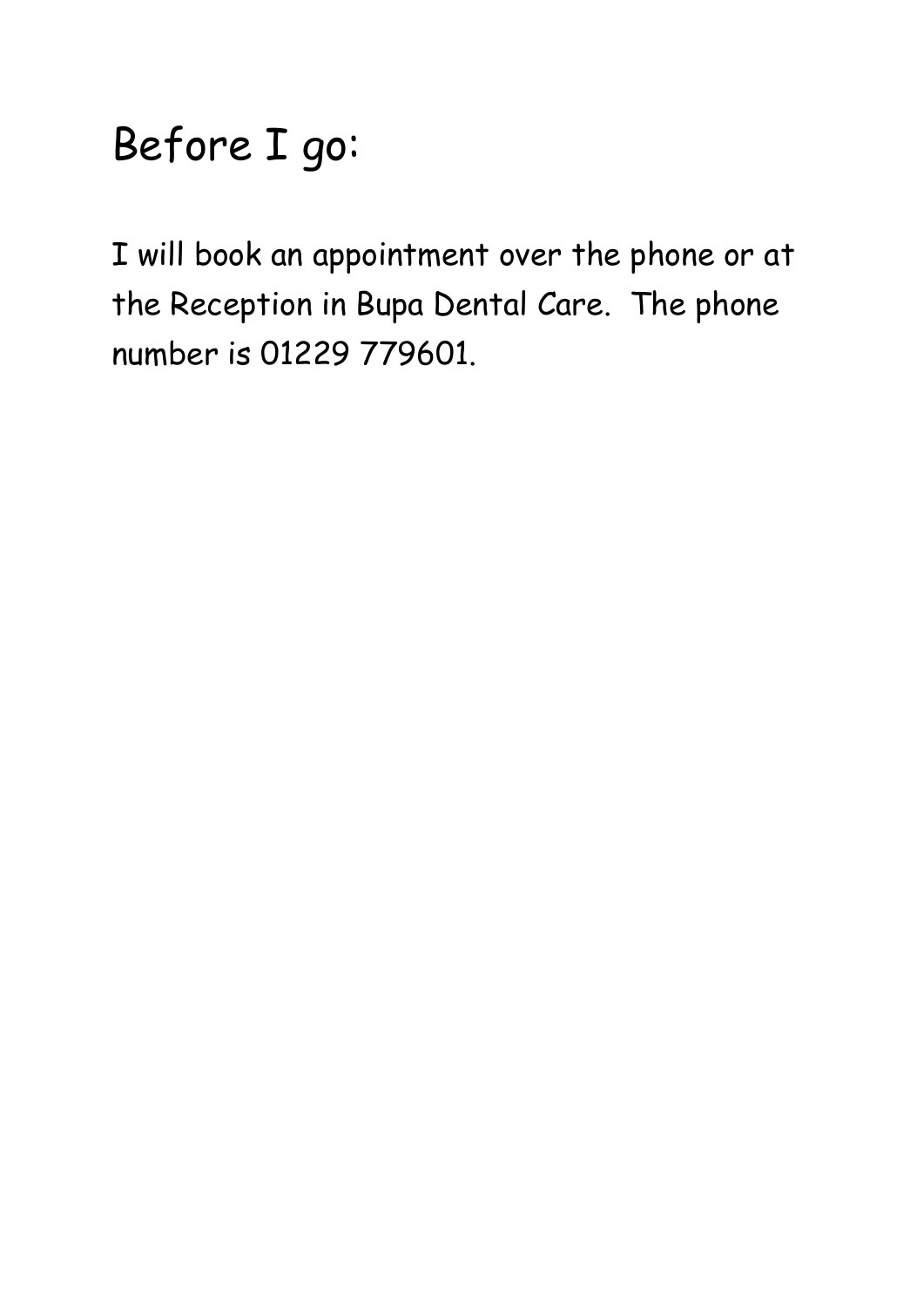# Before I go:

I will book an appointment over the phone or at the Reception in Bupa Dental Care. The phone number is 01229 779601.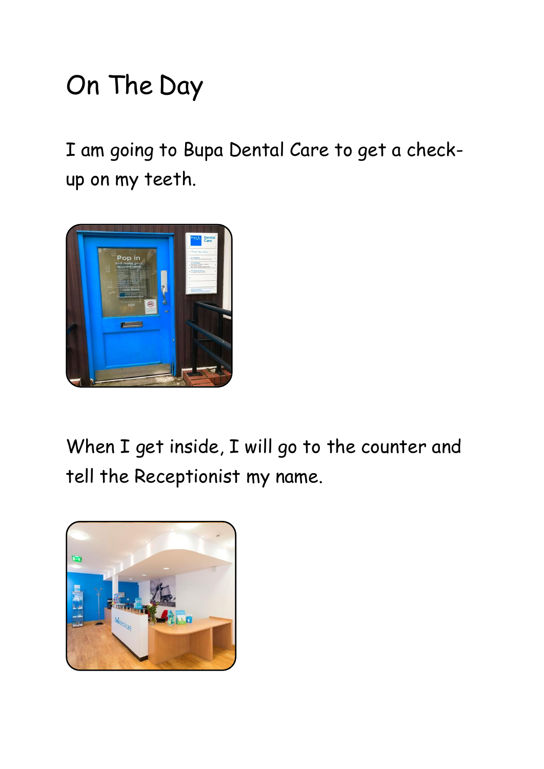# On The Day

I am going to Bupa Dental Care to get a check-up on my teeth.

When I get inside, I will go to the counter and tell the Receptionist my name.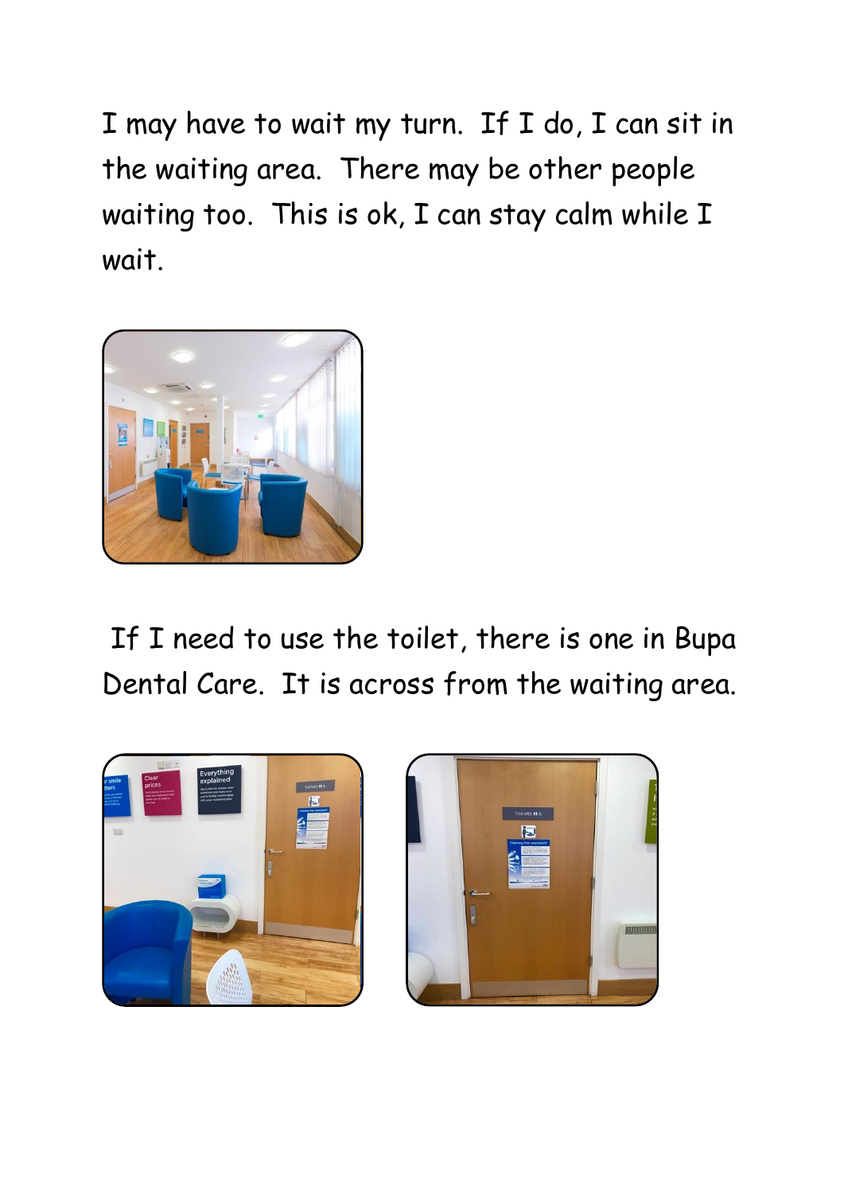I may have to wait my turn. If I do, I can sit in the waiting area. There may be other people waiting too. This is ok, I can stay calm while I wait.

If I need to use the toilet, there is one in Bupa Dental Care. It is across from the waiting area.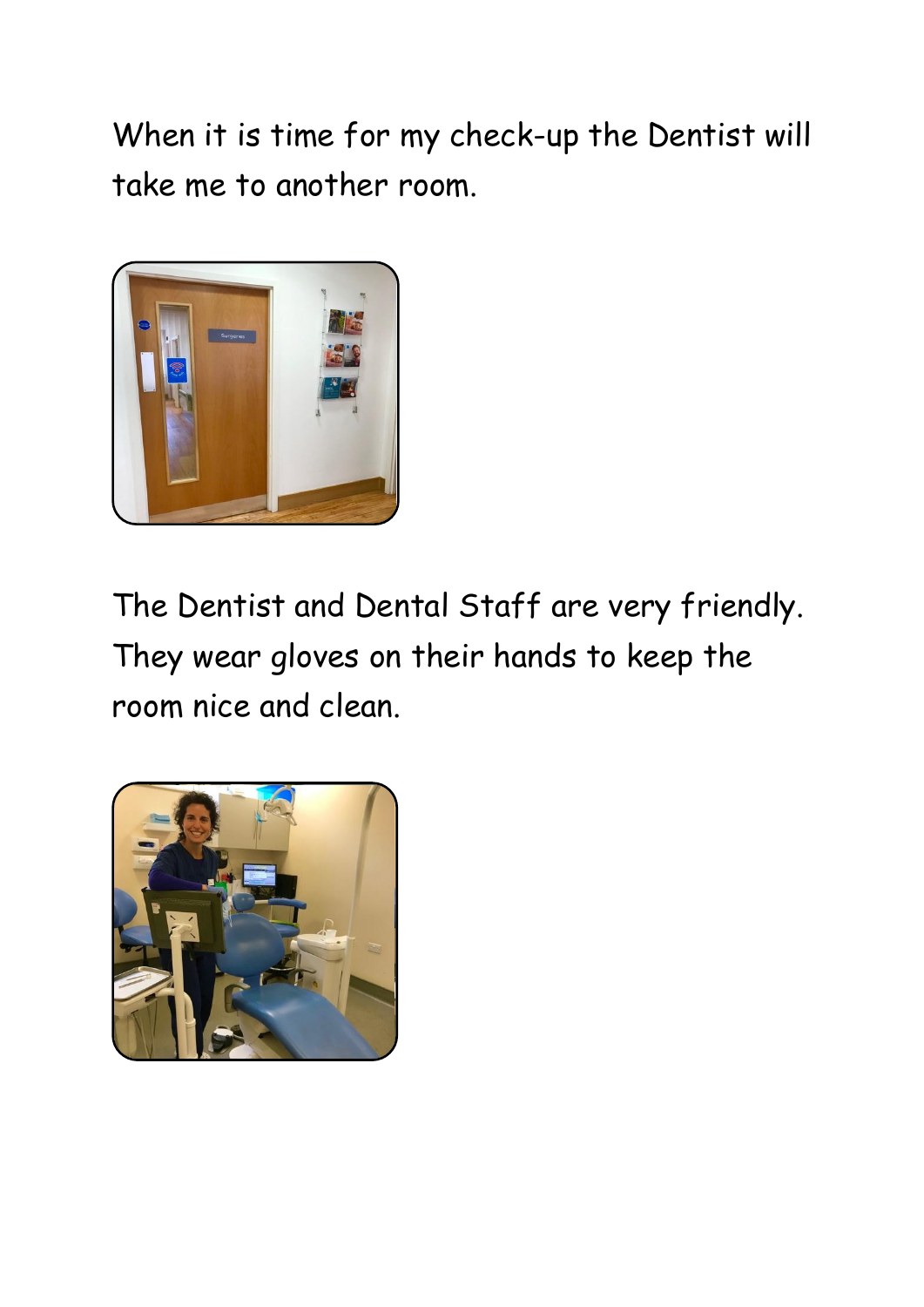When it is time for my check-up the Dentist will take me to another room.

The Dentist and Dental Staff are very friendly. They wear gloves on their hands to keep the room nice and clean.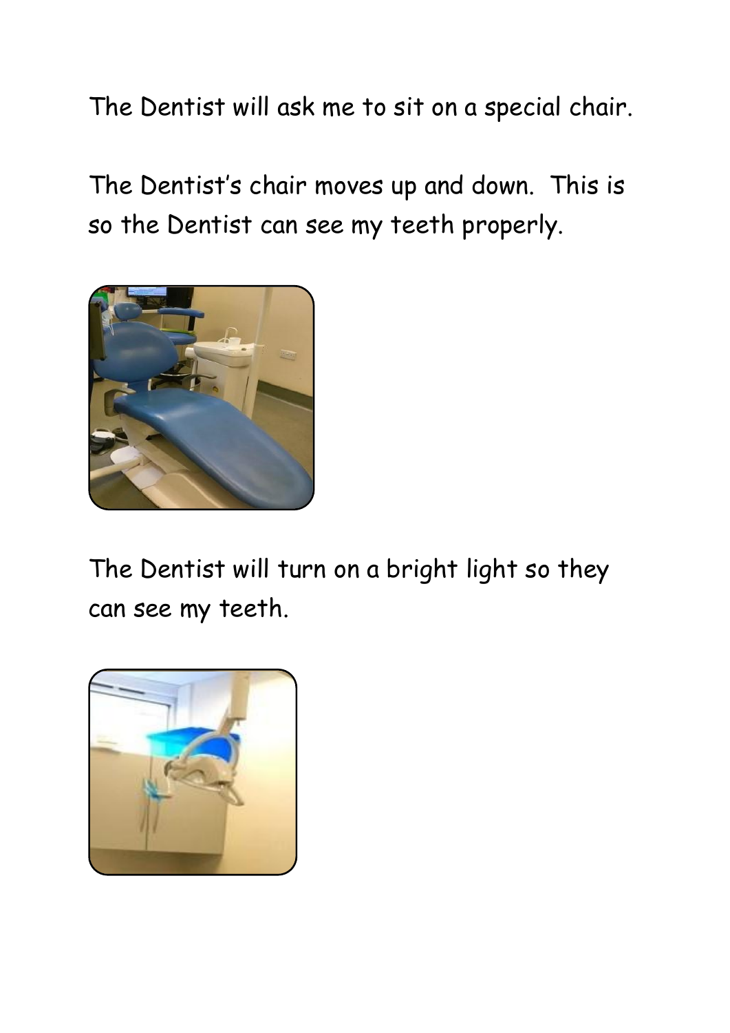The Dentist will ask me to sit on a special chair.

The Dentist's chair moves up and down. This is so the Dentist can see my teeth properly.

The Dentist will turn on a bright light so they can see my teeth.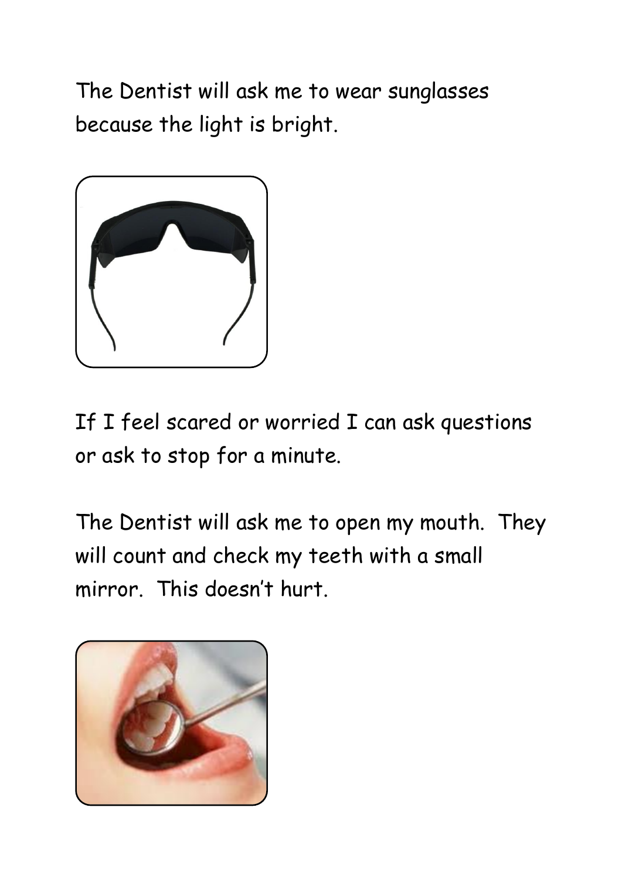The Dentist will ask me to wear sunglasses because the light is bright.

If I feel scared or worried I can ask questions or ask to stop for a minute.

The Dentist will ask me to open my mouth. They will count and check my teeth with a small mirror. This doesn't hurt.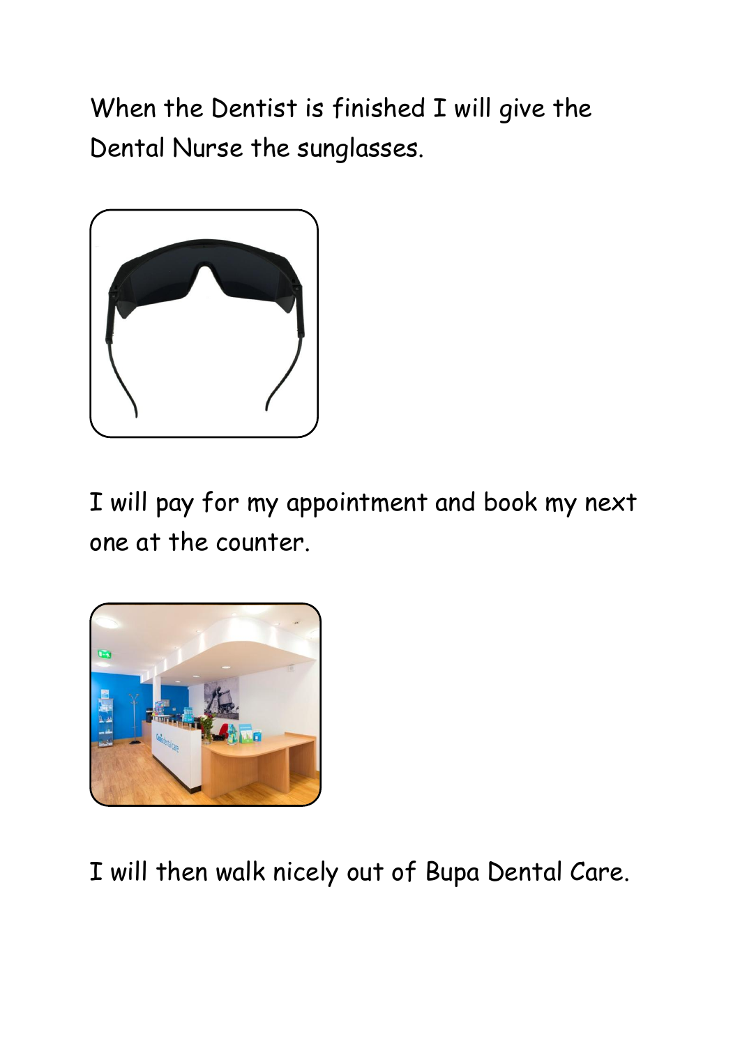When the Dentist is finished I will give the Dental Nurse the sunglasses.

I will pay for my appointment and book my next one at the counter.

I will then walk nicely out of Bupa Dental Care.